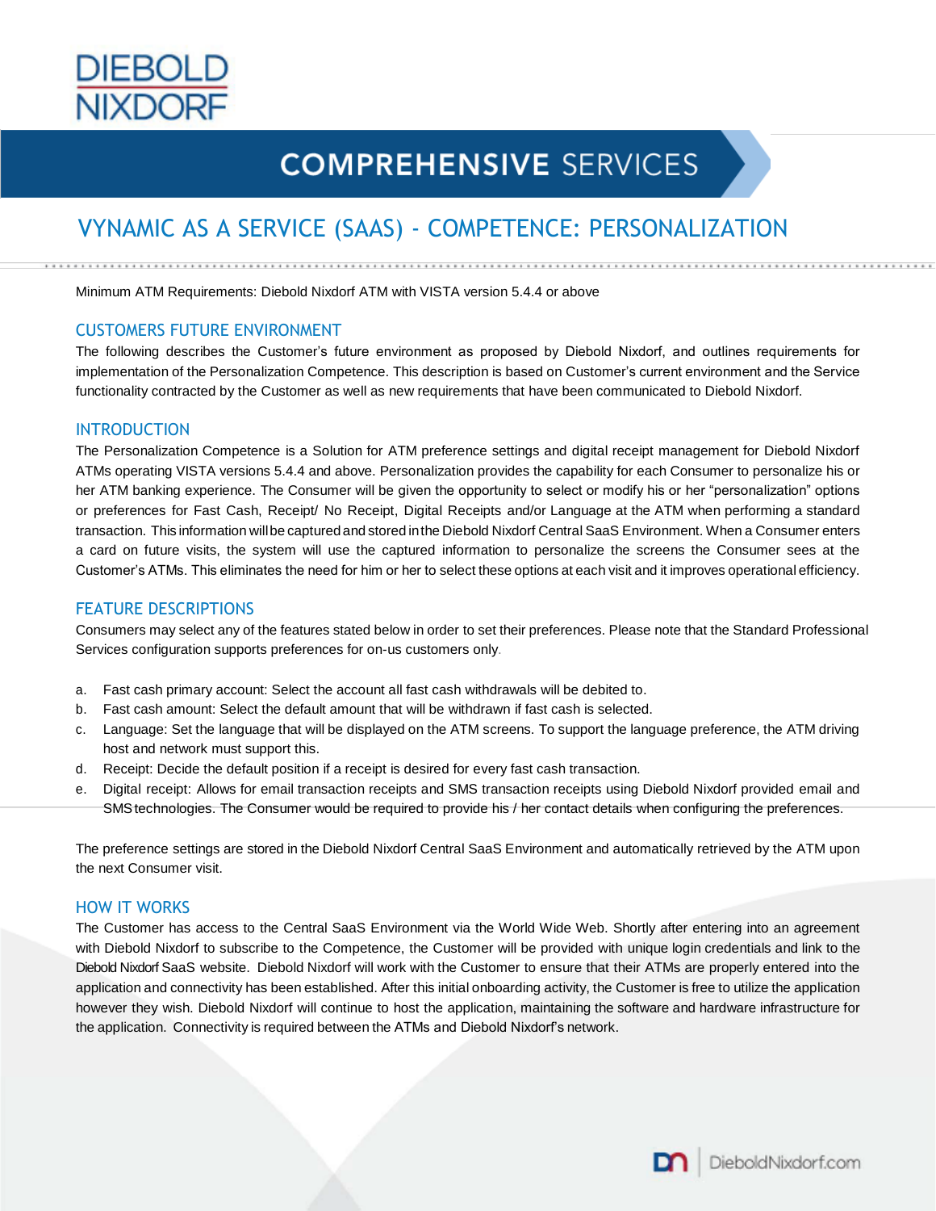# COMPREHENSIVE SERVICES

## VYNAMIC AS A SERVICE (SAAS) - COMPETENCE: PERSONALIZATION

Minimum ATM Requirements: Diebold Nixdorf ATM with VISTA version 5.4.4 or above

### CUSTOMERS FUTURE ENVIRONMENT

The following describes the Customer's future environment as proposed by Diebold Nixdorf, and outlines requirements for implementation of the Personalization Competence. This description is based on Customer's current environment and the Service functionality contracted by the Customer as well as new requirements that have been communicated to Diebold Nixdorf.

### INTRODUCTION

The Personalization Competence is a Solution for ATM preference settings and digital receipt management for Diebold Nixdorf ATMs operating VISTA versions 5.4.4 and above. Personalization provides the capability for each Consumer to personalize his or her ATM banking experience. The Consumer will be given the opportunity to select or modify his or her "personalization" options or preferences for Fast Cash, Receipt/ No Receipt, Digital Receipts and/or Language at the ATM when performing a standard transaction. This information will be captured and stored in the Diebold Nixdorf Central SaaS Environment. When a Consumer enters a card on future visits, the system will use the captured information to personalize the screens the Consumer sees at the Customer's ATMs. This eliminates the need for him or her to select these options at each visit and it improves operational efficiency.

### FEATURE DESCRIPTIONS

Consumers may select any of the features stated below in order to set their preferences. Please note that the Standard Professional Services configuration supports preferences for on-us customers only.

a. Fast cash primary account: Select the account all fast cash withdrawals will be debited to.
b. Fast cash amount: Select the default amount that will be withdrawn if fast cash is selected.
c. Language: Set the language that will be displayed on the ATM screens. To support the language preference, the ATM driving host and network must support this.
d. Receipt: Decide the default position if a receipt is desired for every fast cash transaction.
e. Digital receipt: Allows for email transaction receipts and SMS transaction receipts using Diebold Nixdorf provided email and SMS technologies. The Consumer would be required to provide his / her contact details when configuring the preferences.

The preference settings are stored in the Diebold Nixdorf Central SaaS Environment and automatically retrieved by the ATM upon the next Consumer visit.

### HOW IT WORKS

The Customer has access to the Central SaaS Environment via the World Wide Web. Shortly after entering into an agreement with Diebold Nixdorf to subscribe to the Competence, the Customer will be provided with unique login credentials and link to the Diebold Nixdorf SaaS website. Diebold Nixdorf will work with the Customer to ensure that their ATMs are properly entered into the application and connectivity has been established. After this initial onboarding activity, the Customer is free to utilize the application however they wish. Diebold Nixdorf will continue to host the application, maintaining the software and hardware infrastructure for the application. Connectivity is required between the ATMs and Diebold Nixdorf's network.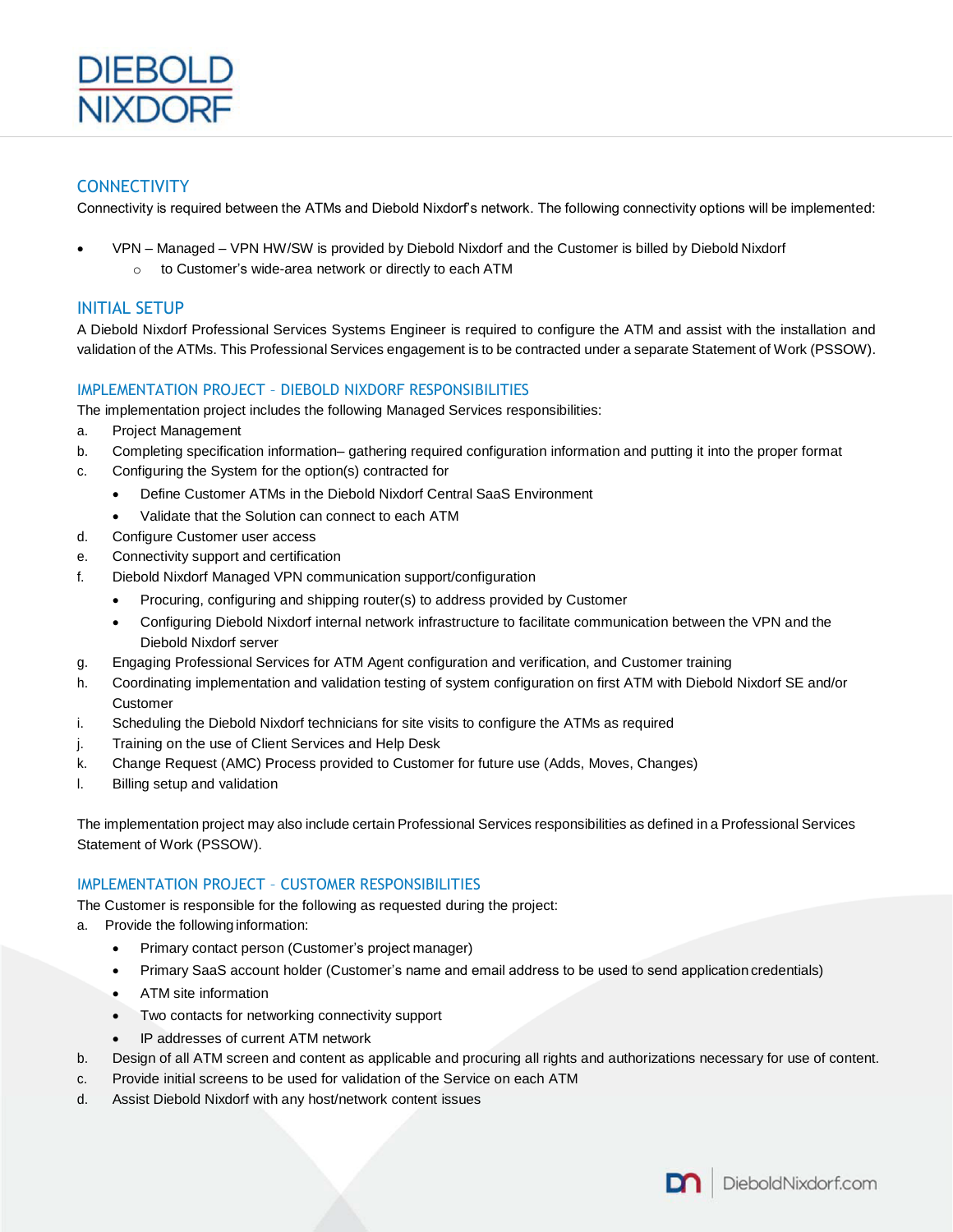## CONNECTIVITY

Connectivity is required between the ATMs and Diebold Nixdorf's network. The following connectivity options will be implemented:

- VPN – Managed – VPN HW/SW is provided by Diebold Nixdorf and the Customer is billed by Diebold Nixdorf
  - to Customer's wide-area network or directly to each ATM

## INITIAL SETUP

A Diebold Nixdorf Professional Services Systems Engineer is required to configure the ATM and assist with the installation and validation of the ATMs. This Professional Services engagement is to be contracted under a separate Statement of Work (PSSOW).

### IMPLEMENTATION PROJECT – DIEBOLD NIXDORF RESPONSIBILITIES

The implementation project includes the following Managed Services responsibilities:

a. Project Management
b. Completing specification information– gathering required configuration information and putting it into the proper format
c. Configuring the System for the option(s) contracted for
   - Define Customer ATMs in the Diebold Nixdorf Central SaaS Environment
   - Validate that the Solution can connect to each ATM
d. Configure Customer user access
e. Connectivity support and certification
f. Diebold Nixdorf Managed VPN communication support/configuration
   - Procuring, configuring and shipping router(s) to address provided by Customer
   - Configuring Diebold Nixdorf internal network infrastructure to facilitate communication between the VPN and the Diebold Nixdorf server
g. Engaging Professional Services for ATM Agent configuration and verification, and Customer training
h. Coordinating implementation and validation testing of system configuration on first ATM with Diebold Nixdorf SE and/or Customer
i. Scheduling the Diebold Nixdorf technicians for site visits to configure the ATMs as required
j. Training on the use of Client Services and Help Desk
k. Change Request (AMC) Process provided to Customer for future use (Adds, Moves, Changes)
l. Billing setup and validation

The implementation project may also include certain Professional Services responsibilities as defined in a Professional Services Statement of Work (PSSOW).

### IMPLEMENTATION PROJECT – CUSTOMER RESPONSIBILITIES

The Customer is responsible for the following as requested during the project:

a. Provide the following information:
   - Primary contact person (Customer's project manager)
   - Primary SaaS account holder (Customer's name and email address to be used to send application credentials)
   - ATM site information
   - Two contacts for networking connectivity support
   - IP addresses of current ATM network
b. Design of all ATM screen and content as applicable and procuring all rights and authorizations necessary for use of content.
c. Provide initial screens to be used for validation of the Service on each ATM
d. Assist Diebold Nixdorf with any host/network content issues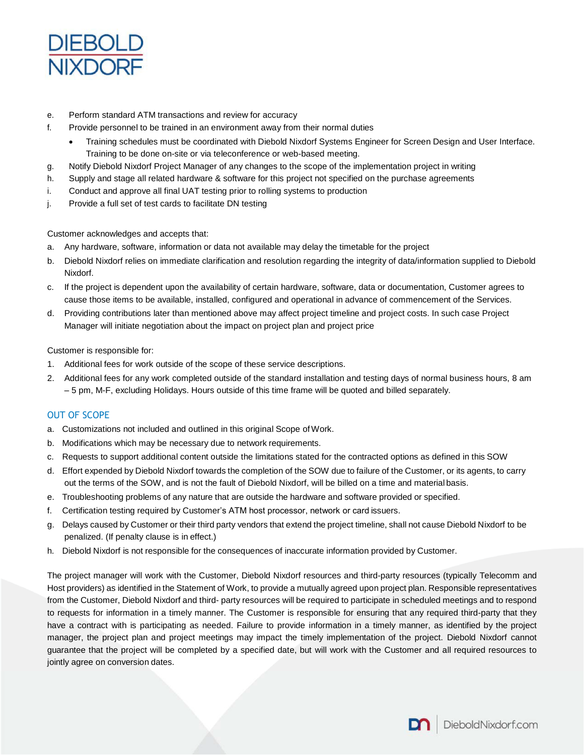e. Perform standard ATM transactions and review for accuracy
f. Provide personnel to be trained in an environment away from their normal duties
   - Training schedules must be coordinated with Diebold Nixdorf Systems Engineer for Screen Design and User Interface. Training to be done on-site or via teleconference or web-based meeting.
g. Notify Diebold Nixdorf Project Manager of any changes to the scope of the implementation project in writing
h. Supply and stage all related hardware & software for this project not specified on the purchase agreements
i. Conduct and approve all final UAT testing prior to rolling systems to production
j. Provide a full set of test cards to facilitate DN testing

Customer acknowledges and accepts that:

a. Any hardware, software, information or data not available may delay the timetable for the project
b. Diebold Nixdorf relies on immediate clarification and resolution regarding the integrity of data/information supplied to Diebold Nixdorf.
c. If the project is dependent upon the availability of certain hardware, software, data or documentation, Customer agrees to cause those items to be available, installed, configured and operational in advance of commencement of the Services.
d. Providing contributions later than mentioned above may affect project timeline and project costs. In such case Project Manager will initiate negotiation about the impact on project plan and project price

Customer is responsible for:

1. Additional fees for work outside of the scope of these service descriptions.
2. Additional fees for any work completed outside of the standard installation and testing days of normal business hours, 8 am – 5 pm, M-F, excluding Holidays. Hours outside of this time frame will be quoted and billed separately.

## OUT OF SCOPE

a. Customizations not included and outlined in this original Scope of Work.
b. Modifications which may be necessary due to network requirements.
c. Requests to support additional content outside the limitations stated for the contracted options as defined in this SOW
d. Effort expended by Diebold Nixdorf towards the completion of the SOW due to failure of the Customer, or its agents, to carry out the terms of the SOW, and is not the fault of Diebold Nixdorf, will be billed on a time and material basis.
e. Troubleshooting problems of any nature that are outside the hardware and software provided or specified.
f. Certification testing required by Customer's ATM host processor, network or card issuers.
g. Delays caused by Customer or their third party vendors that extend the project timeline, shall not cause Diebold Nixdorf to be penalized. (If penalty clause is in effect.)
h. Diebold Nixdorf is not responsible for the consequences of inaccurate information provided by Customer.

The project manager will work with the Customer, Diebold Nixdorf resources and third-party resources (typically Telecomm and Host providers) as identified in the Statement of Work, to provide a mutually agreed upon project plan. Responsible representatives from the Customer, Diebold Nixdorf and third- party resources will be required to participate in scheduled meetings and to respond to requests for information in a timely manner. The Customer is responsible for ensuring that any required third-party that they have a contract with is participating as needed. Failure to provide information in a timely manner, as identified by the project manager, the project plan and project meetings may impact the timely implementation of the project. Diebold Nixdorf cannot guarantee that the project will be completed by a specified date, but will work with the Customer and all required resources to jointly agree on conversion dates.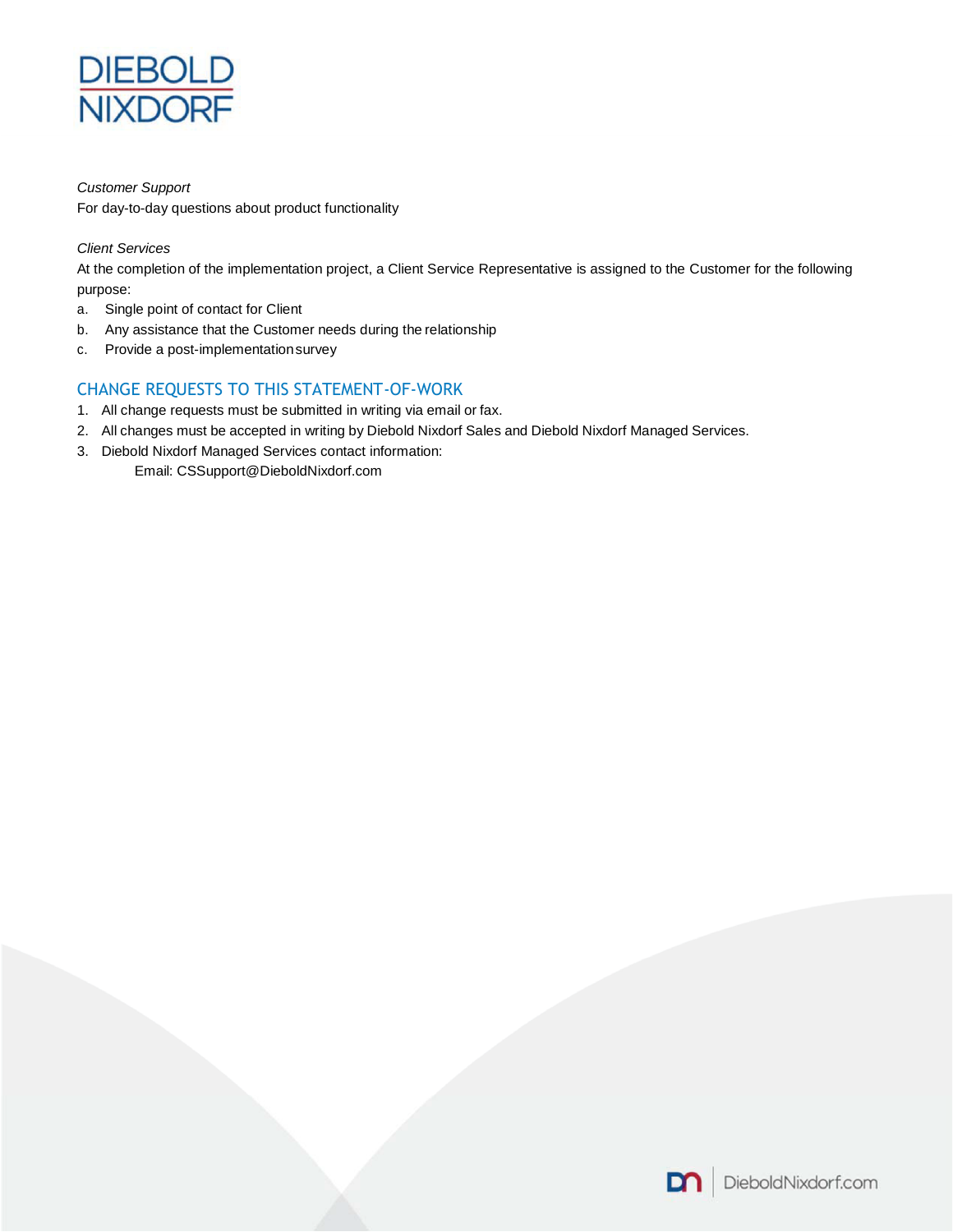*Customer Support*

For day-to-day questions about product functionality

*Client Services*

At the completion of the implementation project, a Client Service Representative is assigned to the Customer for the following purpose:

a. Single point of contact for Client
b. Any assistance that the Customer needs during the relationship
c. Provide a post-implementation survey

## CHANGE REQUESTS TO THIS STATEMENT-OF-WORK

1. All change requests must be submitted in writing via email or fax.
2. All changes must be accepted in writing by Diebold Nixdorf Sales and Diebold Nixdorf Managed Services.
3. Diebold Nixdorf Managed Services contact information:
   Email: CSSupport@DieboldNixdorf.com